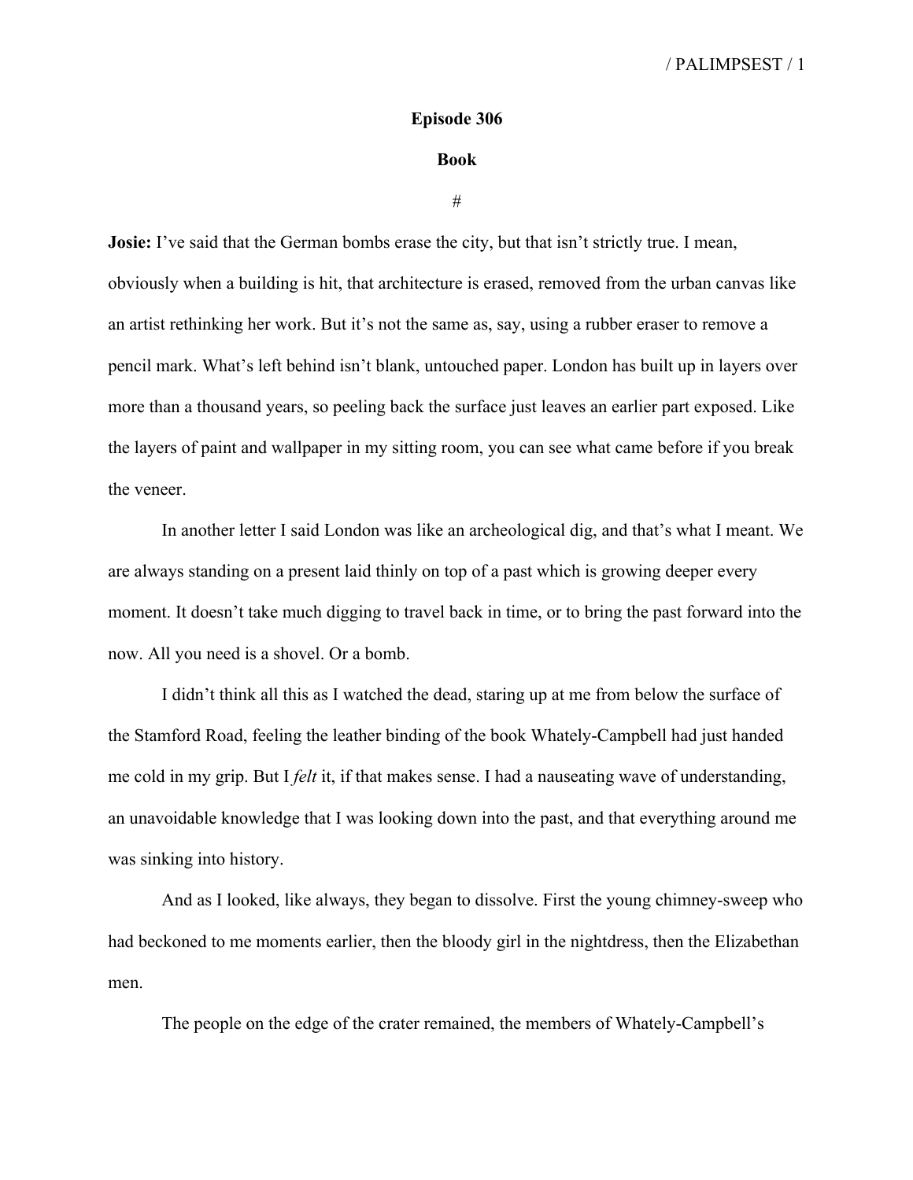# Episode 306

## Book

#

**Josie:** I've said that the German bombs erase the city, but that isn't strictly true. I mean, obviously when a building is hit, that architecture is erased, removed from the urban canvas like an artist rethinking her work. But it's not the same as, say, using a rubber eraser to remove a pencil mark. What's left behind isn't blank, untouched paper. London has built up in layers over more than a thousand years, so peeling back the surface just leaves an earlier part exposed. Like the layers of paint and wallpaper in my sitting room, you can see what came before if you break the veneer.

In another letter I said London was like an archeological dig, and that's what I meant. We are always standing on a present laid thinly on top of a past which is growing deeper every moment. It doesn't take much digging to travel back in time, or to bring the past forward into the now. All you need is a shovel. Or a bomb.

I didn't think all this as I watched the dead, staring up at me from below the surface of the Stamford Road, feeling the leather binding of the book Whately-Campbell had just handed me cold in my grip. But I *felt* it, if that makes sense. I had a nauseating wave of understanding, an unavoidable knowledge that I was looking down into the past, and that everything around me was sinking into history.

And as I looked, like always, they began to dissolve. First the young chimney-sweep who had beckoned to me moments earlier, then the bloody girl in the nightdress, then the Elizabethan men.

The people on the edge of the crater remained, the members of Whately-Campbell's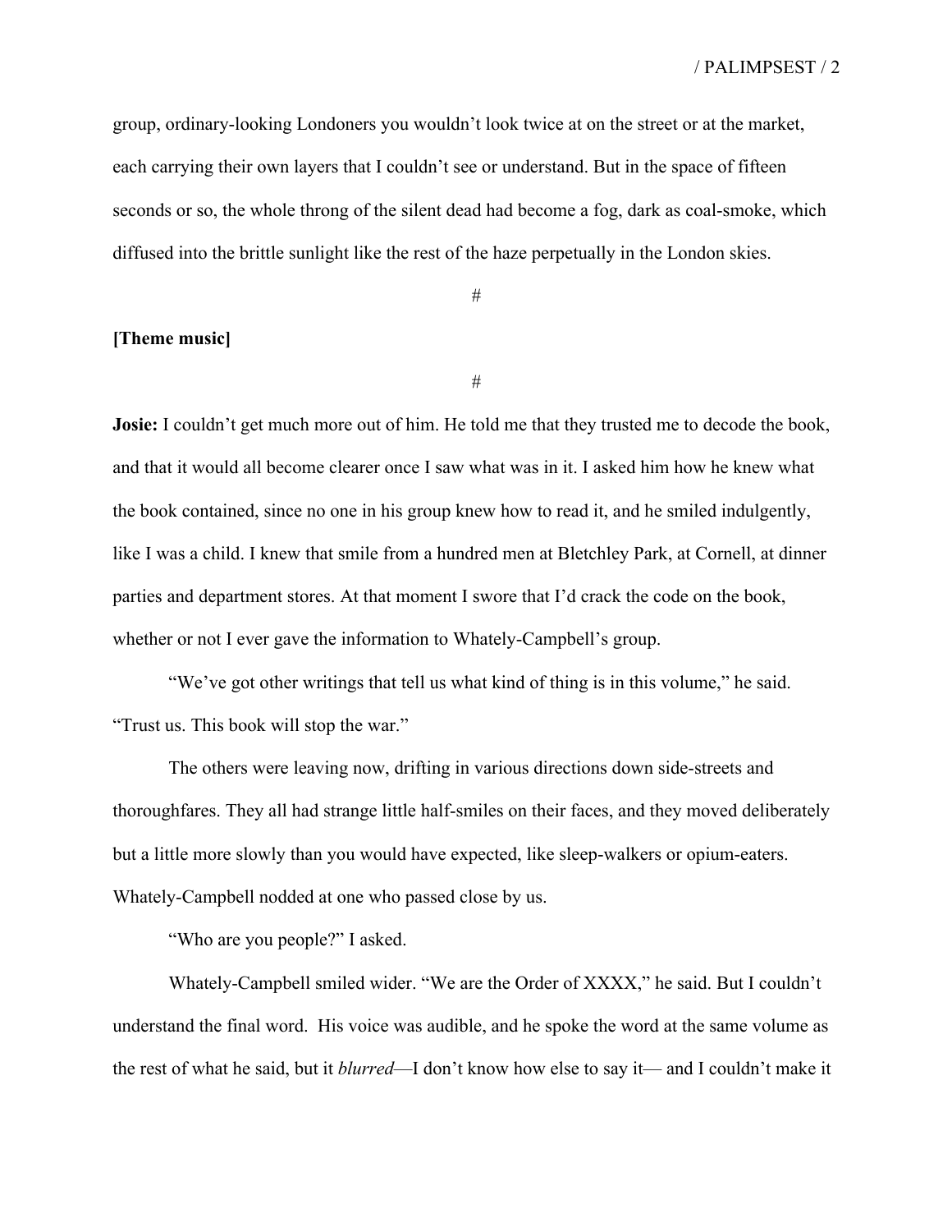group, ordinary-looking Londoners you wouldn't look twice at on the street or at the market, each carrying their own layers that I couldn't see or understand. But in the space of fifteen seconds or so, the whole throng of the silent dead had become a fog, dark as coal-smoke, which diffused into the brittle sunlight like the rest of the haze perpetually in the London skies.

#

**[Theme music]**

#

**Josie:** I couldn't get much more out of him. He told me that they trusted me to decode the book, and that it would all become clearer once I saw what was in it. I asked him how he knew what the book contained, since no one in his group knew how to read it, and he smiled indulgently, like I was a child. I knew that smile from a hundred men at Bletchley Park, at Cornell, at dinner parties and department stores. At that moment I swore that I'd crack the code on the book, whether or not I ever gave the information to Whately-Campbell's group.

"We've got other writings that tell us what kind of thing is in this volume," he said. "Trust us. This book will stop the war."

The others were leaving now, drifting in various directions down side-streets and thoroughfares. They all had strange little half-smiles on their faces, and they moved deliberately but a little more slowly than you would have expected, like sleep-walkers or opium-eaters. Whately-Campbell nodded at one who passed close by us.

"Who are you people?" I asked.

Whately-Campbell smiled wider. "We are the Order of XXXX," he said. But I couldn't understand the final word. His voice was audible, and he spoke the word at the same volume as the rest of what he said, but it *blurred*—I don't know how else to say it— and I couldn't make it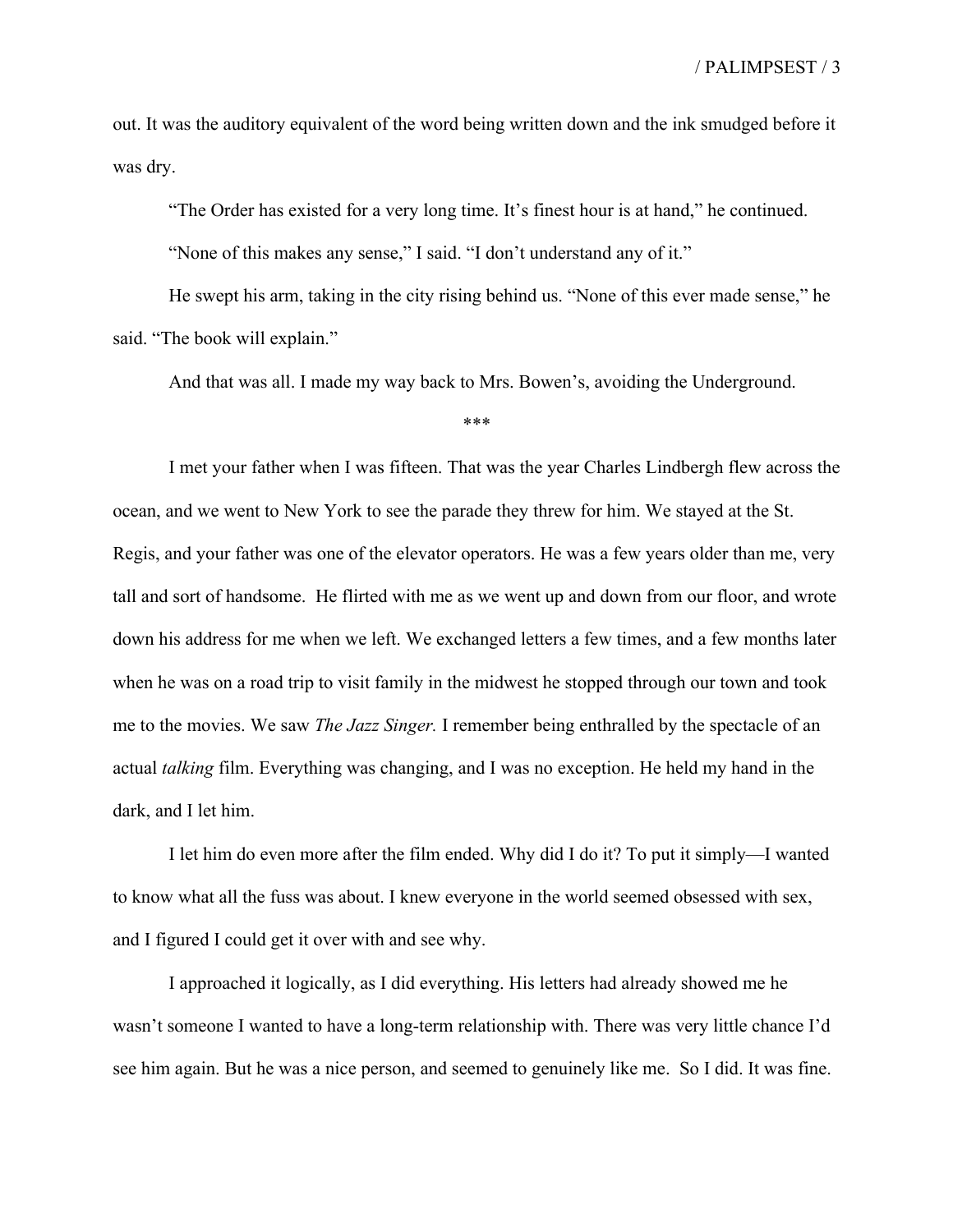out. It was the auditory equivalent of the word being written down and the ink smudged before it was dry.

"The Order has existed for a very long time. It's finest hour is at hand," he continued.

"None of this makes any sense," I said. "I don't understand any of it."

He swept his arm, taking in the city rising behind us. "None of this ever made sense," he said. "The book will explain."

And that was all. I made my way back to Mrs. Bowen's, avoiding the Underground.

***

I met your father when I was fifteen. That was the year Charles Lindbergh flew across the ocean, and we went to New York to see the parade they threw for him. We stayed at the St. Regis, and your father was one of the elevator operators. He was a few years older than me, very tall and sort of handsome. He flirted with me as we went up and down from our floor, and wrote down his address for me when we left. We exchanged letters a few times, and a few months later when he was on a road trip to visit family in the midwest he stopped through our town and took me to the movies. We saw *The Jazz Singer.* I remember being enthralled by the spectacle of an actual *talking* film. Everything was changing, and I was no exception. He held my hand in the dark, and I let him.

I let him do even more after the film ended. Why did I do it? To put it simply—I wanted to know what all the fuss was about. I knew everyone in the world seemed obsessed with sex, and I figured I could get it over with and see why.

I approached it logically, as I did everything. His letters had already showed me he wasn't someone I wanted to have a long-term relationship with. There was very little chance I'd see him again. But he was a nice person, and seemed to genuinely like me. So I did. It was fine.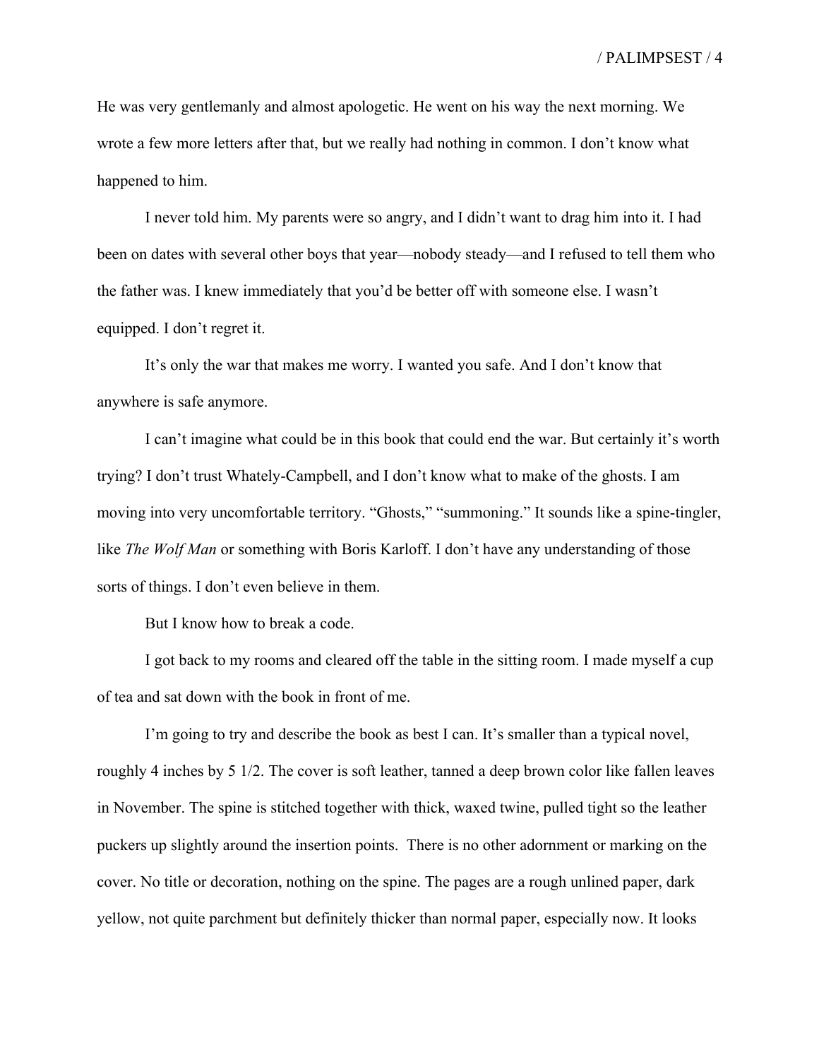He was very gentlemanly and almost apologetic. He went on his way the next morning. We wrote a few more letters after that, but we really had nothing in common. I don't know what happened to him.

I never told him. My parents were so angry, and I didn't want to drag him into it. I had been on dates with several other boys that year—nobody steady—and I refused to tell them who the father was. I knew immediately that you'd be better off with someone else. I wasn't equipped. I don't regret it.

It's only the war that makes me worry. I wanted you safe. And I don't know that anywhere is safe anymore.

I can't imagine what could be in this book that could end the war. But certainly it's worth trying? I don't trust Whately-Campbell, and I don't know what to make of the ghosts. I am moving into very uncomfortable territory. "Ghosts," "summoning." It sounds like a spine-tingler, like *The Wolf Man* or something with Boris Karloff. I don't have any understanding of those sorts of things. I don't even believe in them.

But I know how to break a code.

I got back to my rooms and cleared off the table in the sitting room. I made myself a cup of tea and sat down with the book in front of me.

I'm going to try and describe the book as best I can. It's smaller than a typical novel, roughly 4 inches by 5 1/2. The cover is soft leather, tanned a deep brown color like fallen leaves in November. The spine is stitched together with thick, waxed twine, pulled tight so the leather puckers up slightly around the insertion points. There is no other adornment or marking on the cover. No title or decoration, nothing on the spine. The pages are a rough unlined paper, dark yellow, not quite parchment but definitely thicker than normal paper, especially now. It looks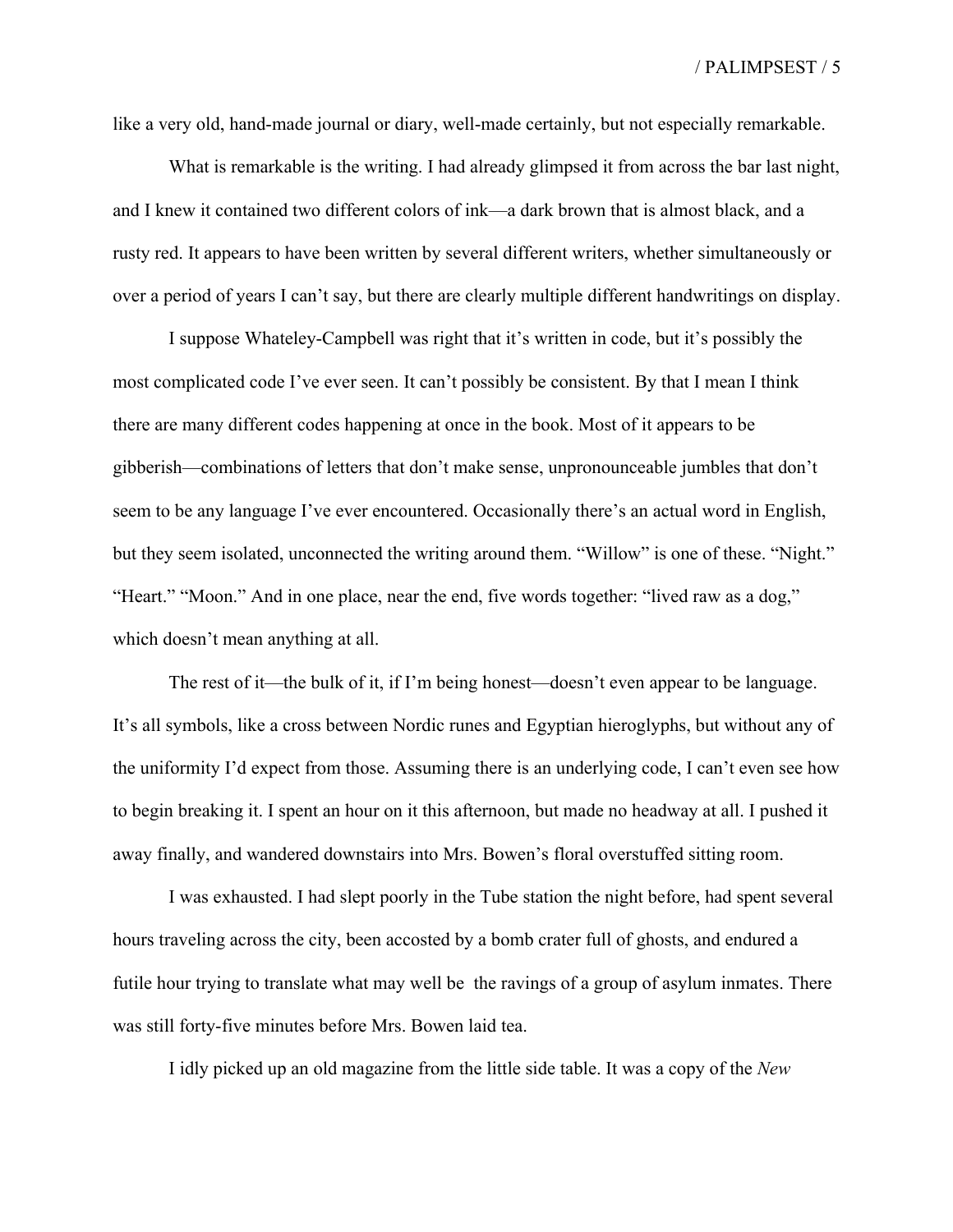like a very old, hand-made journal or diary, well-made certainly, but not especially remarkable.

What is remarkable is the writing. I had already glimpsed it from across the bar last night, and I knew it contained two different colors of ink—a dark brown that is almost black, and a rusty red. It appears to have been written by several different writers, whether simultaneously or over a period of years I can't say, but there are clearly multiple different handwritings on display.

I suppose Whateley-Campbell was right that it's written in code, but it's possibly the most complicated code I've ever seen. It can't possibly be consistent. By that I mean I think there are many different codes happening at once in the book. Most of it appears to be gibberish—combinations of letters that don't make sense, unpronounceable jumbles that don't seem to be any language I've ever encountered. Occasionally there's an actual word in English, but they seem isolated, unconnected the writing around them. "Willow" is one of these. "Night." "Heart." "Moon." And in one place, near the end, five words together: "lived raw as a dog," which doesn't mean anything at all.

The rest of it—the bulk of it, if I'm being honest—doesn't even appear to be language. It's all symbols, like a cross between Nordic runes and Egyptian hieroglyphs, but without any of the uniformity I'd expect from those. Assuming there is an underlying code, I can't even see how to begin breaking it. I spent an hour on it this afternoon, but made no headway at all. I pushed it away finally, and wandered downstairs into Mrs. Bowen's floral overstuffed sitting room.

I was exhausted. I had slept poorly in the Tube station the night before, had spent several hours traveling across the city, been accosted by a bomb crater full of ghosts, and endured a futile hour trying to translate what may well be the ravings of a group of asylum inmates. There was still forty-five minutes before Mrs. Bowen laid tea.

I idly picked up an old magazine from the little side table. It was a copy of the *New*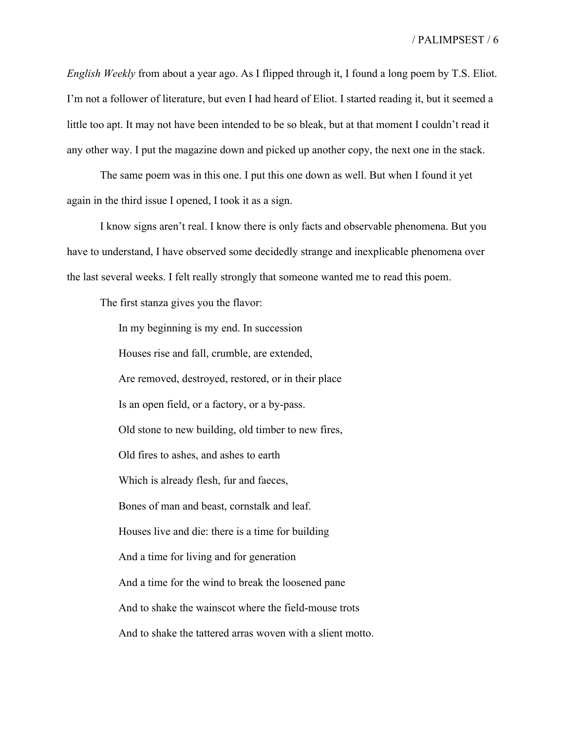*English Weekly* from about a year ago. As I flipped through it, I found a long poem by T.S. Eliot. I'm not a follower of literature, but even I had heard of Eliot. I started reading it, but it seemed a little too apt. It may not have been intended to be so bleak, but at that moment I couldn't read it any other way. I put the magazine down and picked up another copy, the next one in the stack.

The same poem was in this one. I put this one down as well. But when I found it yet again in the third issue I opened, I took it as a sign.

I know signs aren't real. I know there is only facts and observable phenomena. But you have to understand, I have observed some decidedly strange and inexplicable phenomena over the last several weeks. I felt really strongly that someone wanted me to read this poem.

The first stanza gives you the flavor:

> In my beginning is my end. In succession
> Houses rise and fall, crumble, are extended,
> Are removed, destroyed, restored, or in their place
> Is an open field, or a factory, or a by-pass.
> Old stone to new building, old timber to new fires,
> Old fires to ashes, and ashes to earth
> Which is already flesh, fur and faeces,
> Bones of man and beast, cornstalk and leaf.
> Houses live and die: there is a time for building
> And a time for living and for generation
> And a time for the wind to break the loosened pane
> And to shake the wainscot where the field-mouse trots
> And to shake the tattered arras woven with a slient motto.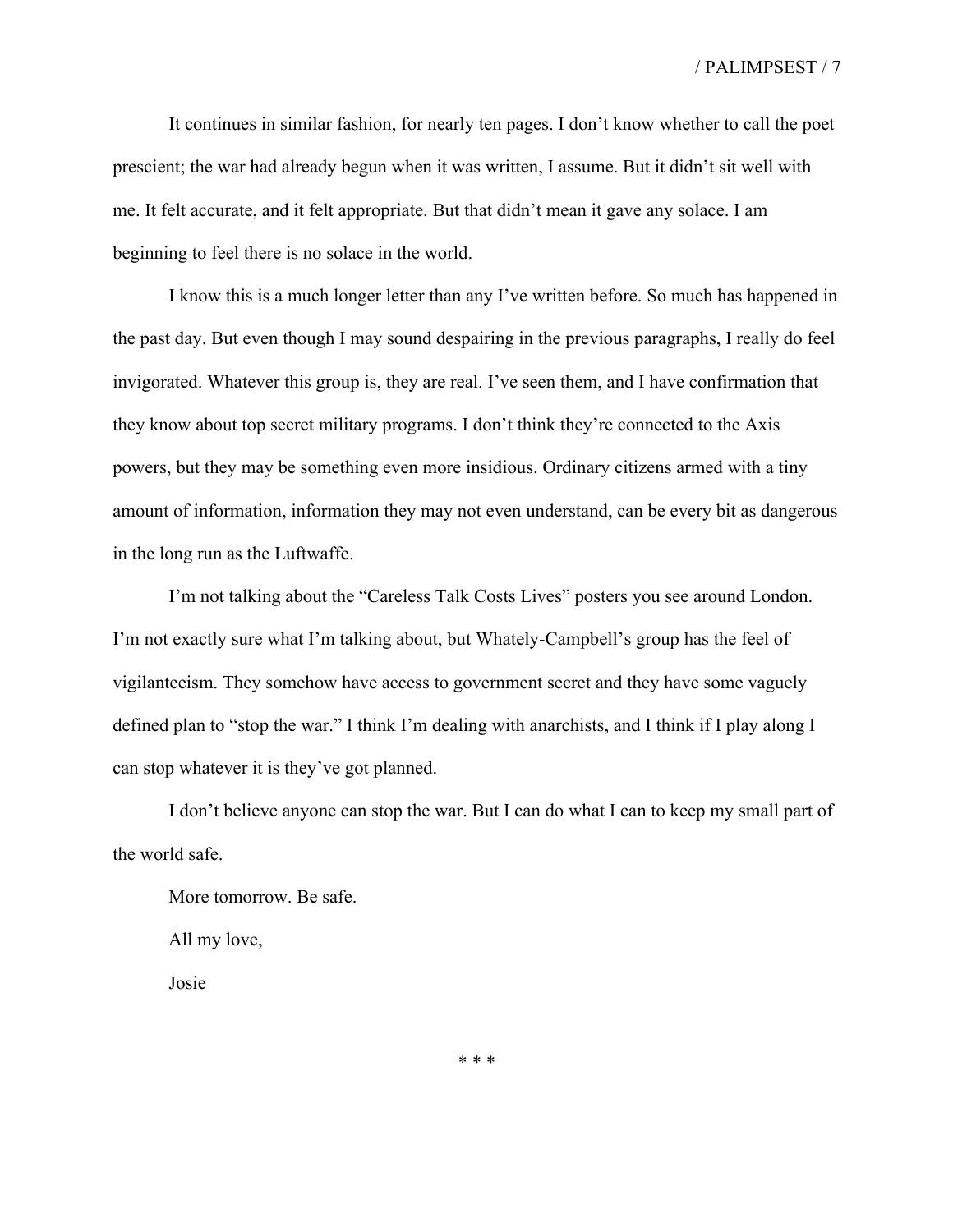It continues in similar fashion, for nearly ten pages. I don't know whether to call the poet prescient; the war had already begun when it was written, I assume. But it didn't sit well with me. It felt accurate, and it felt appropriate. But that didn't mean it gave any solace. I am beginning to feel there is no solace in the world.

I know this is a much longer letter than any I've written before. So much has happened in the past day. But even though I may sound despairing in the previous paragraphs, I really do feel invigorated. Whatever this group is, they are real. I've seen them, and I have confirmation that they know about top secret military programs. I don't think they're connected to the Axis powers, but they may be something even more insidious. Ordinary citizens armed with a tiny amount of information, information they may not even understand, can be every bit as dangerous in the long run as the Luftwaffe.

I'm not talking about the "Careless Talk Costs Lives" posters you see around London. I'm not exactly sure what I'm talking about, but Whately-Campbell's group has the feel of vigilanteeism. They somehow have access to government secret and they have some vaguely defined plan to "stop the war." I think I'm dealing with anarchists, and I think if I play along I can stop whatever it is they've got planned.

I don't believe anyone can stop the war. But I can do what I can to keep my small part of the world safe.

More tomorrow. Be safe.

All my love,

Josie

* * *